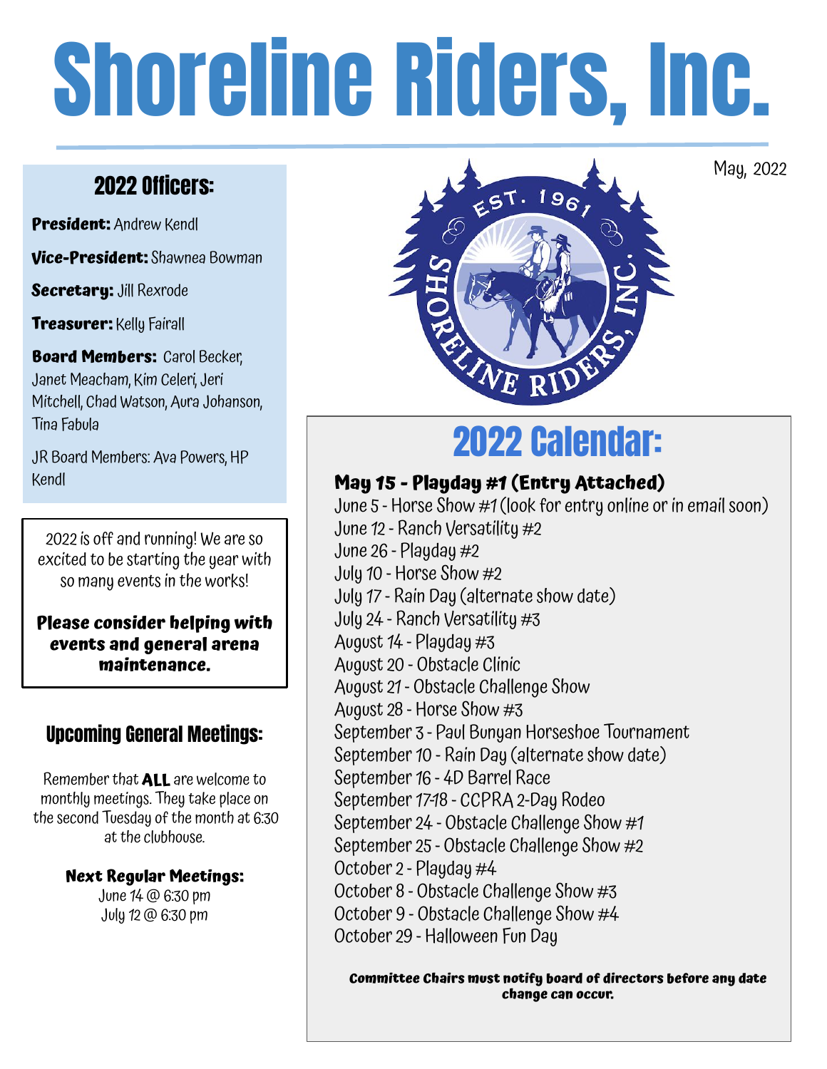# Shoreline Riders, Inc.

May, 2022

## 2022 Officers:

**President:** Andrew Kendl

**Vice-President:** Shawnea Bowman

**Secretary:** Jill Rexrode

**Treasurer:** Kelly Fairall

**Board Members:** Carol Becker, Janet Meacham, Kim Celeri, Jeri Mitchell, Chad Watson, Aura Johanson, Tina Fabula

JR Board Members: Ava Powers, HP Kendl

2022 is off and running! We are so excited to be starting the year with so many events in the works!

**Please consider helping with events and general arena maintenance.**

## Upcoming General Meetings:

Remember that **ALL** are welcome to monthly meetings. They take place on the second Tuesday of the month at 6:30 at the clubhouse.

**Next Regular Meetings:**
June 14 @ 6:30 pm
July 12 @ 6:30 pm

## 2022 Calendar:

**May 15 - Playday #1 (Entry Attached)**
June 5 - Horse Show #1 (look for entry online or in email soon)
June 12 - Ranch Versatility #2
June 26 - Playday #2
July 10 - Horse Show #2
July 17 - Rain Day (alternate show date)
July 24 - Ranch Versatility #3
August 14 - Playday #3
August 20 - Obstacle Clinic
August 21 - Obstacle Challenge Show
August 28 - Horse Show #3
September 3 - Paul Bunyan Horseshoe Tournament
September 10 - Rain Day (alternate show date)
September 16 - 4D Barrel Race
September 17-18 - CCPRA 2-Day Rodeo
September 24 - Obstacle Challenge Show #1
September 25 - Obstacle Challenge Show #2
October 2 - Playday #4
October 8 - Obstacle Challenge Show #3
October 9 - Obstacle Challenge Show #4
October 29 - Halloween Fun Day

**Committee Chairs must notify board of directors before any date change can occur.**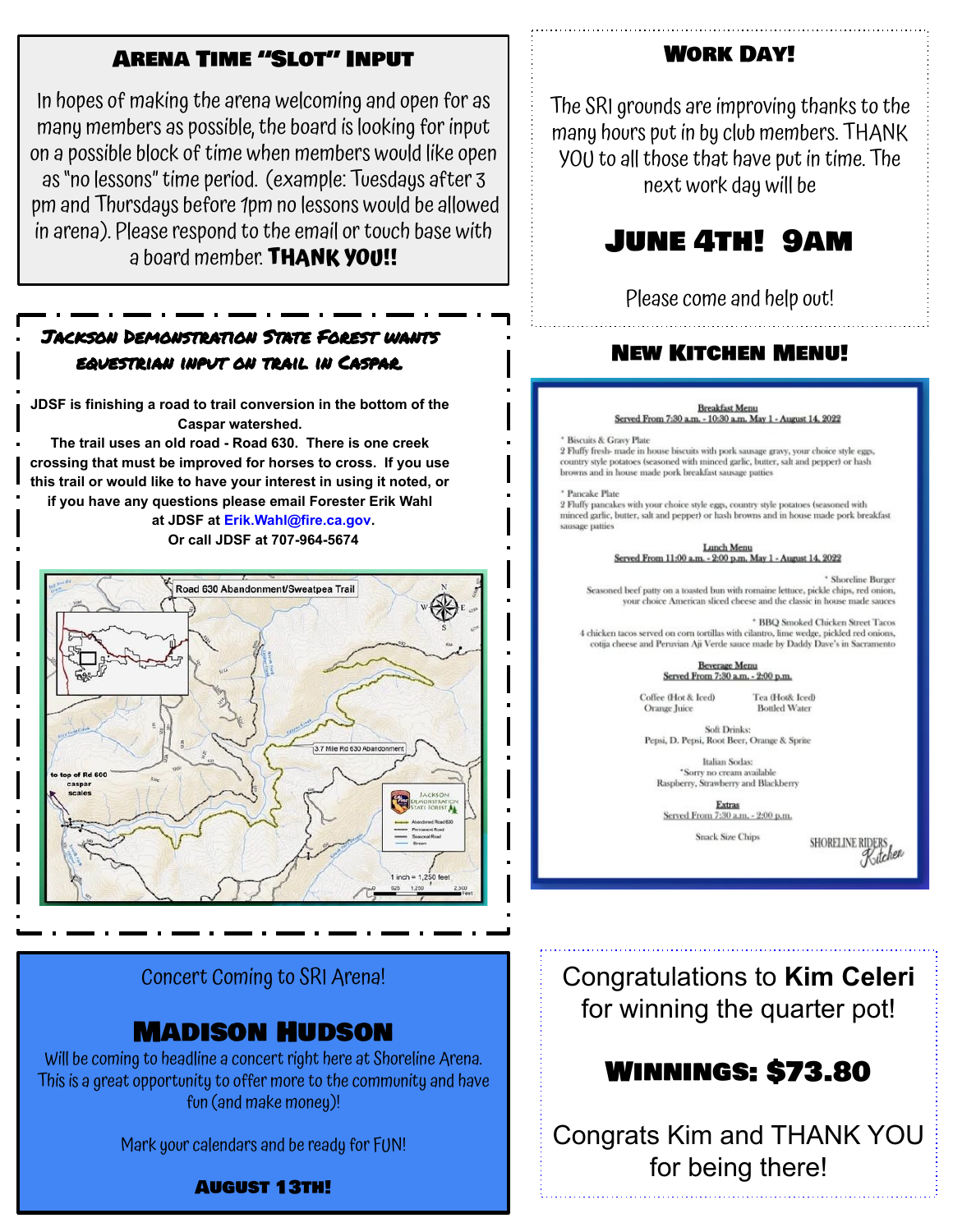## Arena Time "Slot" Input

In hopes of making the arena welcoming and open for as many members as possible, the board is looking for input on a possible block of time when members would like open as "no lessons" time period. (example: Tuesdays after 3 pm and Thursdays before 1pm no lessons would be allowed in arena). Please respond to the email or touch base with a board member. **THANK YOU!!**

## Jackson Demonstration State Forest wants equestrian input on trail in Caspar

**JDSF is finishing a road to trail conversion in the bottom of the Caspar watershed.**
**The trail uses an old road - Road 630. There is one creek crossing that must be improved for horses to cross. If you use this trail or would like to have your interest in using it noted, or if you have any questions please email Forester Erik Wahl at JDSF at Erik.Wahl@fire.ca.gov.**
**Or call JDSF at 707-964-5674**

Road 630 Abandonment/Sweatpea Trail

3.7 Mile Rd 630 Abandonment

to top of Rd 600 caspar scales

Jackson Demonstration State Forest

Abandoned Road 630
Permanent Road
Seasonal Road
Stream

1 inch = 1,250 feet

## Concert Coming to SRI Arena!

## Madison Hudson

Will be coming to headline a concert right here at Shoreline Arena. This is a great opportunity to offer more to the community and have fun (and make money)!

Mark your calendars and be ready for FUN!

**August 13th!**

## Work Day!

The SRI grounds are improving thanks to the many hours put in by club members. THANK YOU to all those that have put in time. The next work day will be

## June 4th! 9AM

Please come and help out!

## New Kitchen Menu!

**Breakfast Menu**
**Served From 7:30 a.m. - 10:30 a.m. May 1 - August 14, 2022**

\* Biscuits & Gravy Plate
2 Fluffy fresh- made in house biscuits with pork sausage gravy, your choice style eggs, country style potatoes (seasoned with minced garlic, butter, salt and pepper) or hash browns and in house made pork breakfast sausage patties

\* Pancake Plate
2 Fluffy pancakes with your choice style eggs, country style potatoes (seasoned with minced garlic, butter, salt and pepper) or hash browns and in house made pork breakfast sausage patties

**Lunch Menu**
**Served From 11:00 a.m. - 2:00 p.m. May 1 - August 14, 2022**

\* Shoreline Burger
Seasoned beef patty on a toasted bun with romaine lettuce, pickle chips, red onion, your choice American sliced cheese and the classic in house made sauces

\* BBQ Smoked Chicken Street Tacos
4 chicken tacos served on corn tortillas with cilantro, lime wedge, pickled red onions, cotija cheese and Peruvian Aji Verde sauce made by Daddy Dave's in Sacramento

**Beverage Menu**
**Served From 7:30 a.m. - 2:00 p.m.**

Coffee (Hot & Iced) — Tea (Hot& Iced)
Orange Juice — Bottled Water

Soft Drinks:
Pepsi, D. Pepsi, Root Beer, Orange & Sprite

Italian Sodas:
\*Sorry no cream available
Raspberry, Strawberry and Blackberry

**Extras**
**Served From 7:30 a.m. - 2:00 p.m.**

Snack Size Chips

SHORELINE RIDERS Kitchen

Congratulations to **Kim Celeri** for winning the quarter pot!

## Winnings: $73.80

Congrats Kim and THANK YOU for being there!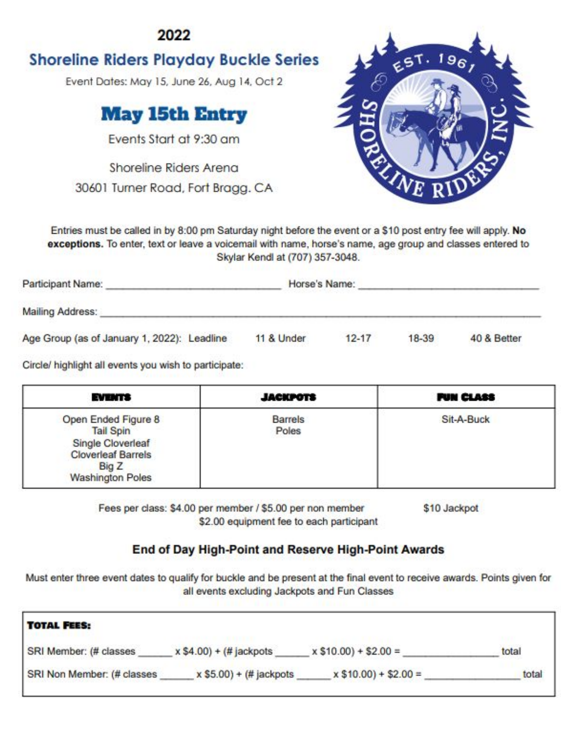## 2022

## Shoreline Riders Playday Buckle Series

Event Dates: May 15, June 26, Aug 14, Oct 2

# May 15th Entry

Events Start at 9:30 am

Shoreline Riders Arena

30601 Turner Road, Fort Bragg. CA

EST. 1961

SHORELINE RIDERS, INC.

Entries must be called in by 8:00 pm Saturday night before the event or a $10 post entry fee will apply. **No exceptions.** To enter, text or leave a voicemail with name, horse's name, age group and classes entered to Skylar Kendl at (707) 357-3048.

Participant Name: ______________________________ Horse's Name: ______________________________

Mailing Address: ______________________________________________________________________

Age Group (as of January 1, 2022): Leadline 11 & Under 12-17 18-39 40 & Better

Circle/ highlight all events you wish to participate:

| EVENTS | JACKPOTS | FUN CLASS |
|---|---|---|
| Open Ended Figure 8<br>Tail Spin<br>Single Cloverleaf<br>Cloverleaf Barrels<br>Big Z<br>Washington Poles | Barrels<br>Poles | Sit-A-Buck |

Fees per class: $4.00 per member / $5.00 per non member
$2.00 equipment fee to each participant

$10 Jackpot

### End of Day High-Point and Reserve High-Point Awards

Must enter three event dates to qualify for buckle and be present at the final event to receive awards. Points given for all events excluding Jackpots and Fun Classes

**TOTAL FEES:**

SRI Member: (# classes ______ x $4.00) + (# jackpots ______ x $10.00) + $2.00 = ________________ total

SRI Non Member: (# classes ______ x $5.00) + (# jackpots ______ x $10.00) + $2.00 = ________________ total